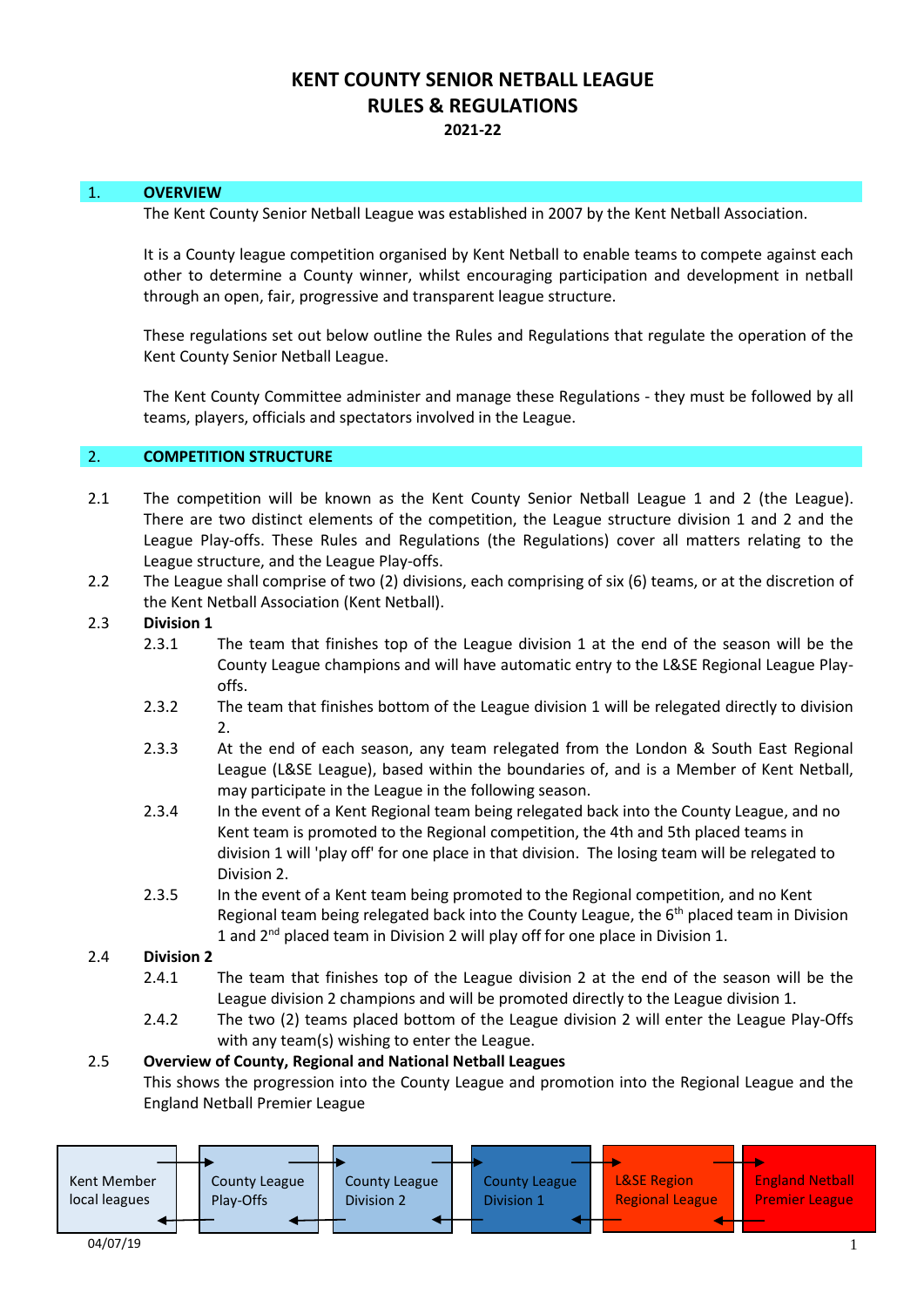# KENT COUNTY SENIOR NETBALL LEAGUE
# RULES & REGULATIONS
**2021-22**

## 1. OVERVIEW

The Kent County Senior Netball League was established in 2007 by the Kent Netball Association.

It is a County league competition organised by Kent Netball to enable teams to compete against each other to determine a County winner, whilst encouraging participation and development in netball through an open, fair, progressive and transparent league structure.

These regulations set out below outline the Rules and Regulations that regulate the operation of the Kent County Senior Netball League.

The Kent County Committee administer and manage these Regulations - they must be followed by all teams, players, officials and spectators involved in the League.

## 2. COMPETITION STRUCTURE

2.1 The competition will be known as the Kent County Senior Netball League 1 and 2 (the League). There are two distinct elements of the competition, the League structure division 1 and 2 and the League Play-offs. These Rules and Regulations (the Regulations) cover all matters relating to the League structure, and the League Play-offs.

2.2 The League shall comprise of two (2) divisions, each comprising of six (6) teams, or at the discretion of the Kent Netball Association (Kent Netball).

2.3 **Division 1**

2.3.1 The team that finishes top of the League division 1 at the end of the season will be the County League champions and will have automatic entry to the L&SE Regional League Play-offs.

2.3.2 The team that finishes bottom of the League division 1 will be relegated directly to division 2.

2.3.3 At the end of each season, any team relegated from the London & South East Regional League (L&SE League), based within the boundaries of, and is a Member of Kent Netball, may participate in the League in the following season.

2.3.4 In the event of a Kent Regional team being relegated back into the County League, and no Kent team is promoted to the Regional competition, the 4th and 5th placed teams in division 1 will 'play off' for one place in that division. The losing team will be relegated to Division 2.

2.3.5 In the event of a Kent team being promoted to the Regional competition, and no Kent Regional team being relegated back into the County League, the 6th placed team in Division 1 and 2nd placed team in Division 2 will play off for one place in Division 1.

2.4 **Division 2**

2.4.1 The team that finishes top of the League division 2 at the end of the season will be the League division 2 champions and will be promoted directly to the League division 1.

2.4.2 The two (2) teams placed bottom of the League division 2 will enter the League Play-Offs with any team(s) wishing to enter the League.

2.5 **Overview of County, Regional and National Netball Leagues**

This shows the progression into the County League and promotion into the Regional League and the England Netball Premier League

Kent Member local leagues ⇄ County League Play-Offs ⇄ County League Division 2 ⇄ County League Division 1 ⇄ L&SE Region Regional League ⇄ England Netball Premier League

04/07/19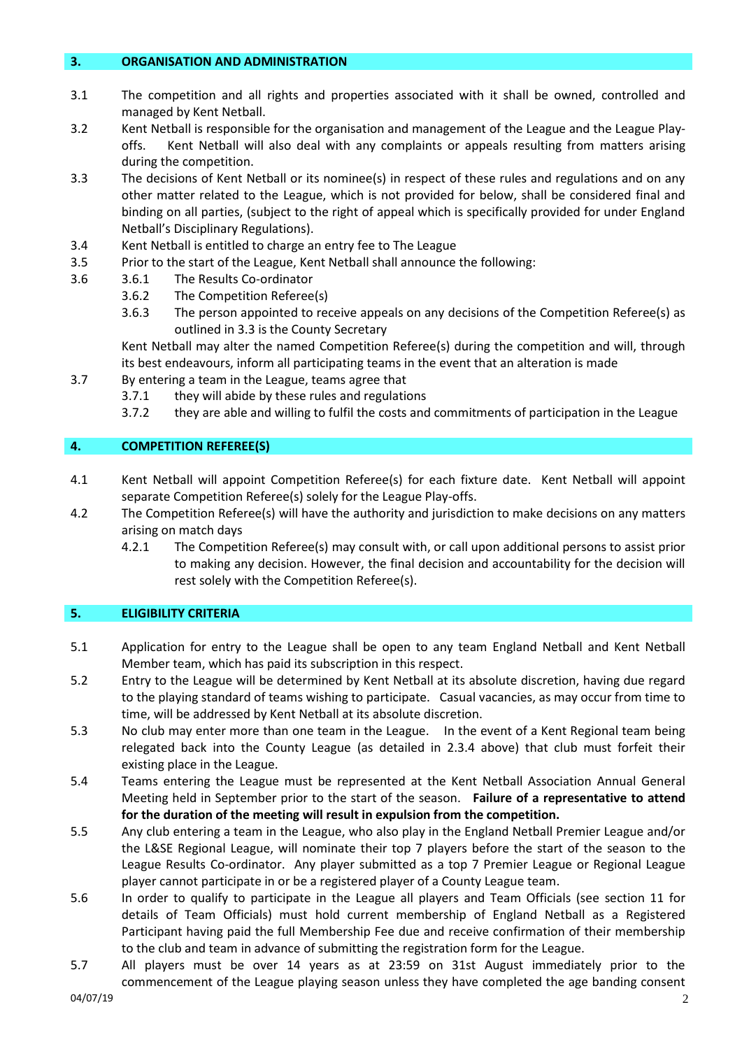## 3. ORGANISATION AND ADMINISTRATION

3.1 The competition and all rights and properties associated with it shall be owned, controlled and managed by Kent Netball.

3.2 Kent Netball is responsible for the organisation and management of the League and the League Play-offs. Kent Netball will also deal with any complaints or appeals resulting from matters arising during the competition.

3.3 The decisions of Kent Netball or its nominee(s) in respect of these rules and regulations and on any other matter related to the League, which is not provided for below, shall be considered final and binding on all parties, (subject to the right of appeal which is specifically provided for under England Netball's Disciplinary Regulations).

3.4 Kent Netball is entitled to charge an entry fee to The League

3.5 Prior to the start of the League, Kent Netball shall announce the following:

3.6
- 3.6.1 The Results Co-ordinator
- 3.6.2 The Competition Referee(s)
- 3.6.3 The person appointed to receive appeals on any decisions of the Competition Referee(s) as outlined in 3.3 is the County Secretary

Kent Netball may alter the named Competition Referee(s) during the competition and will, through its best endeavours, inform all participating teams in the event that an alteration is made

3.7 By entering a team in the League, teams agree that
- 3.7.1 they will abide by these rules and regulations
- 3.7.2 they are able and willing to fulfil the costs and commitments of participation in the League

## 4. COMPETITION REFEREE(S)

4.1 Kent Netball will appoint Competition Referee(s) for each fixture date. Kent Netball will appoint separate Competition Referee(s) solely for the League Play-offs.

4.2 The Competition Referee(s) will have the authority and jurisdiction to make decisions on any matters arising on match days
- 4.2.1 The Competition Referee(s) may consult with, or call upon additional persons to assist prior to making any decision. However, the final decision and accountability for the decision will rest solely with the Competition Referee(s).

## 5. ELIGIBILITY CRITERIA

5.1 Application for entry to the League shall be open to any team England Netball and Kent Netball Member team, which has paid its subscription in this respect.

5.2 Entry to the League will be determined by Kent Netball at its absolute discretion, having due regard to the playing standard of teams wishing to participate. Casual vacancies, as may occur from time to time, will be addressed by Kent Netball at its absolute discretion.

5.3 No club may enter more than one team in the League. In the event of a Kent Regional team being relegated back into the County League (as detailed in 2.3.4 above) that club must forfeit their existing place in the League.

5.4 Teams entering the League must be represented at the Kent Netball Association Annual General Meeting held in September prior to the start of the season. **Failure of a representative to attend for the duration of the meeting will result in expulsion from the competition.**

5.5 Any club entering a team in the League, who also play in the England Netball Premier League and/or the L&SE Regional League, will nominate their top 7 players before the start of the season to the League Results Co-ordinator. Any player submitted as a top 7 Premier League or Regional League player cannot participate in or be a registered player of a County League team.

5.6 In order to qualify to participate in the League all players and Team Officials (see section 11 for details of Team Officials) must hold current membership of England Netball as a Registered Participant having paid the full Membership Fee due and receive confirmation of their membership to the club and team in advance of submitting the registration form for the League.

5.7 All players must be over 14 years as at 23:59 on 31st August immediately prior to the commencement of the League playing season unless they have completed the age banding consent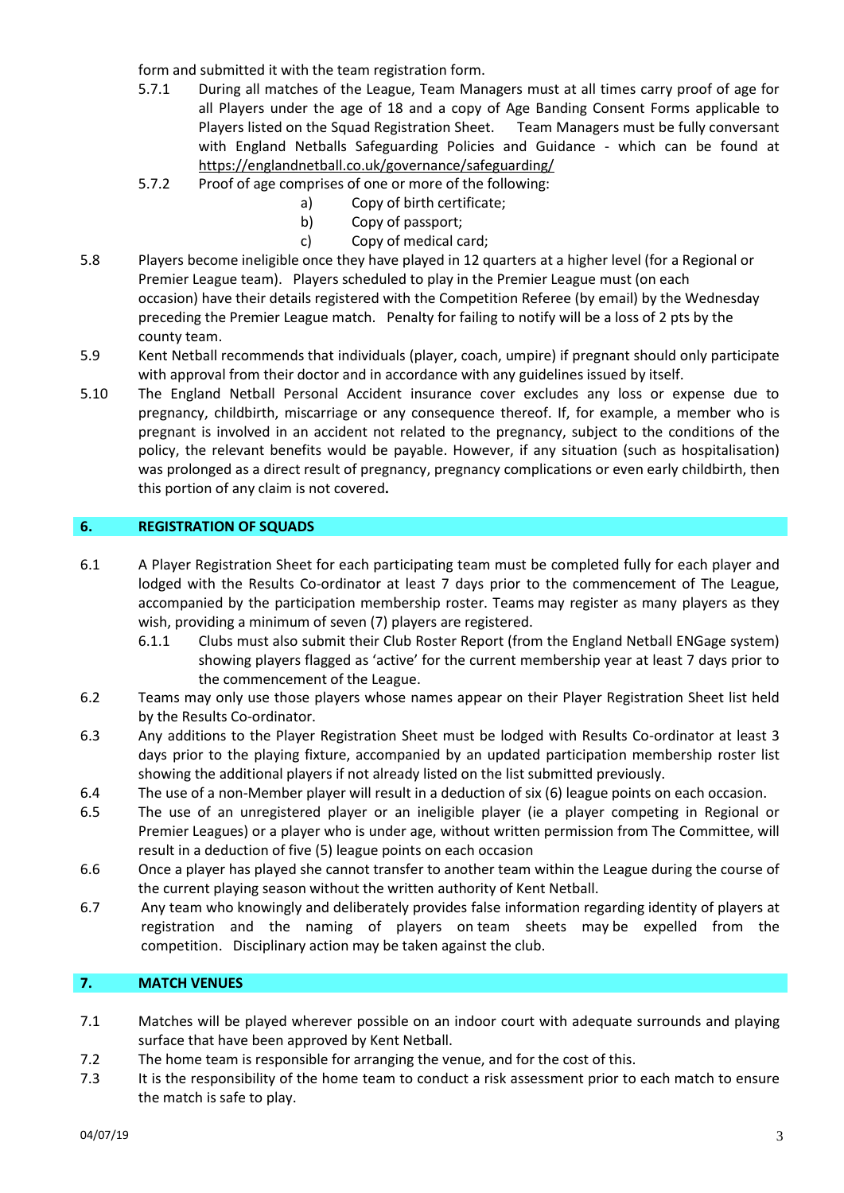form and submitted it with the team registration form.

5.7.1 During all matches of the League, Team Managers must at all times carry proof of age for all Players under the age of 18 and a copy of Age Banding Consent Forms applicable to Players listed on the Squad Registration Sheet. Team Managers must be fully conversant with England Netballs Safeguarding Policies and Guidance - which can be found at https://englandnetball.co.uk/governance/safeguarding/

5.7.2 Proof of age comprises of one or more of the following:

a) Copy of birth certificate;
b) Copy of passport;
c) Copy of medical card;

5.8 Players become ineligible once they have played in 12 quarters at a higher level (for a Regional or Premier League team). Players scheduled to play in the Premier League must (on each occasion) have their details registered with the Competition Referee (by email) by the Wednesday preceding the Premier League match. Penalty for failing to notify will be a loss of 2 pts by the county team.

5.9 Kent Netball recommends that individuals (player, coach, umpire) if pregnant should only participate with approval from their doctor and in accordance with any guidelines issued by itself.

5.10 The England Netball Personal Accident insurance cover excludes any loss or expense due to pregnancy, childbirth, miscarriage or any consequence thereof. If, for example, a member who is pregnant is involved in an accident not related to the pregnancy, subject to the conditions of the policy, the relevant benefits would be payable. However, if any situation (such as hospitalisation) was prolonged as a direct result of pregnancy, pregnancy complications or even early childbirth, then this portion of any claim is not covered**.**

## 6. REGISTRATION OF SQUADS

6.1 A Player Registration Sheet for each participating team must be completed fully for each player and lodged with the Results Co-ordinator at least 7 days prior to the commencement of The League, accompanied by the participation membership roster. Teams may register as many players as they wish, providing a minimum of seven (7) players are registered.

6.1.1 Clubs must also submit their Club Roster Report (from the England Netball ENGage system) showing players flagged as 'active' for the current membership year at least 7 days prior to the commencement of the League.

6.2 Teams may only use those players whose names appear on their Player Registration Sheet list held by the Results Co-ordinator.

6.3 Any additions to the Player Registration Sheet must be lodged with Results Co-ordinator at least 3 days prior to the playing fixture, accompanied by an updated participation membership roster list showing the additional players if not already listed on the list submitted previously.

6.4 The use of a non-Member player will result in a deduction of six (6) league points on each occasion.

6.5 The use of an unregistered player or an ineligible player (ie a player competing in Regional or Premier Leagues) or a player who is under age, without written permission from The Committee, will result in a deduction of five (5) league points on each occasion

6.6 Once a player has played she cannot transfer to another team within the League during the course of the current playing season without the written authority of Kent Netball.

6.7 Any team who knowingly and deliberately provides false information regarding identity of players at registration and the naming of players on team sheets may be expelled from the competition. Disciplinary action may be taken against the club.

## 7. MATCH VENUES

7.1 Matches will be played wherever possible on an indoor court with adequate surrounds and playing surface that have been approved by Kent Netball.

7.2 The home team is responsible for arranging the venue, and for the cost of this.

7.3 It is the responsibility of the home team to conduct a risk assessment prior to each match to ensure the match is safe to play.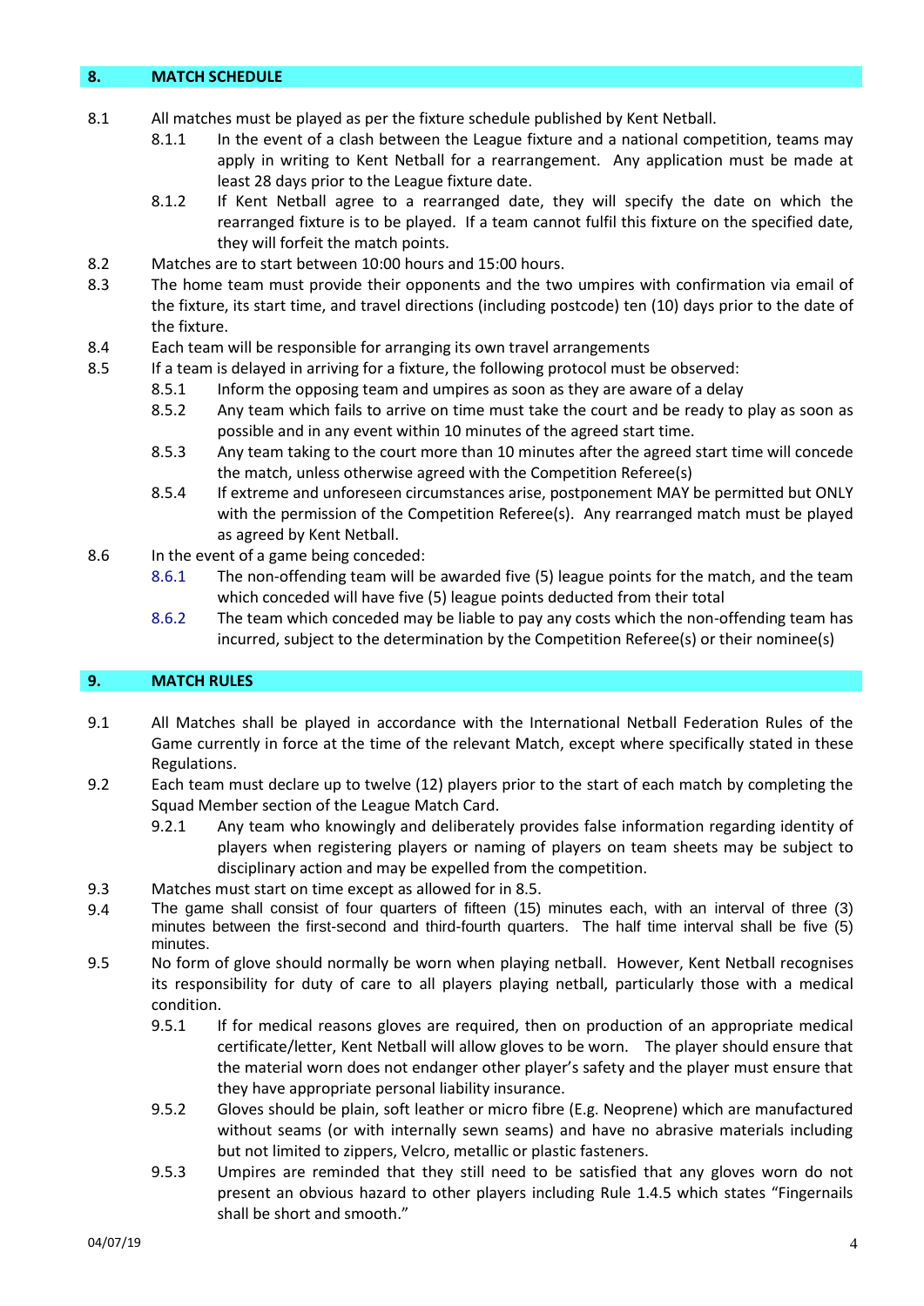## 8. MATCH SCHEDULE

8.1 All matches must be played as per the fixture schedule published by Kent Netball.

- 8.1.1 In the event of a clash between the League fixture and a national competition, teams may apply in writing to Kent Netball for a rearrangement. Any application must be made at least 28 days prior to the League fixture date.
- 8.1.2 If Kent Netball agree to a rearranged date, they will specify the date on which the rearranged fixture is to be played. If a team cannot fulfil this fixture on the specified date, they will forfeit the match points.

8.2 Matches are to start between 10:00 hours and 15:00 hours.

8.3 The home team must provide their opponents and the two umpires with confirmation via email of the fixture, its start time, and travel directions (including postcode) ten (10) days prior to the date of the fixture.

8.4 Each team will be responsible for arranging its own travel arrangements

8.5 If a team is delayed in arriving for a fixture, the following protocol must be observed:

- 8.5.1 Inform the opposing team and umpires as soon as they are aware of a delay
- 8.5.2 Any team which fails to arrive on time must take the court and be ready to play as soon as possible and in any event within 10 minutes of the agreed start time.
- 8.5.3 Any team taking to the court more than 10 minutes after the agreed start time will concede the match, unless otherwise agreed with the Competition Referee(s)
- 8.5.4 If extreme and unforeseen circumstances arise, postponement MAY be permitted but ONLY with the permission of the Competition Referee(s). Any rearranged match must be played as agreed by Kent Netball.

8.6 In the event of a game being conceded:

- 8.6.1 The non-offending team will be awarded five (5) league points for the match, and the team which conceded will have five (5) league points deducted from their total
- 8.6.2 The team which conceded may be liable to pay any costs which the non-offending team has incurred, subject to the determination by the Competition Referee(s) or their nominee(s)

## 9. MATCH RULES

9.1 All Matches shall be played in accordance with the International Netball Federation Rules of the Game currently in force at the time of the relevant Match, except where specifically stated in these Regulations.

9.2 Each team must declare up to twelve (12) players prior to the start of each match by completing the Squad Member section of the League Match Card.

- 9.2.1 Any team who knowingly and deliberately provides false information regarding identity of players when registering players or naming of players on team sheets may be subject to disciplinary action and may be expelled from the competition.

9.3 Matches must start on time except as allowed for in 8.5.

9.4 The game shall consist of four quarters of fifteen (15) minutes each, with an interval of three (3) minutes between the first-second and third-fourth quarters. The half time interval shall be five (5) minutes.

9.5 No form of glove should normally be worn when playing netball. However, Kent Netball recognises its responsibility for duty of care to all players playing netball, particularly those with a medical condition.

- 9.5.1 If for medical reasons gloves are required, then on production of an appropriate medical certificate/letter, Kent Netball will allow gloves to be worn. The player should ensure that the material worn does not endanger other player's safety and the player must ensure that they have appropriate personal liability insurance.
- 9.5.2 Gloves should be plain, soft leather or micro fibre (E.g. Neoprene) which are manufactured without seams (or with internally sewn seams) and have no abrasive materials including but not limited to zippers, Velcro, metallic or plastic fasteners.
- 9.5.3 Umpires are reminded that they still need to be satisfied that any gloves worn do not present an obvious hazard to other players including Rule 1.4.5 which states "Fingernails shall be short and smooth."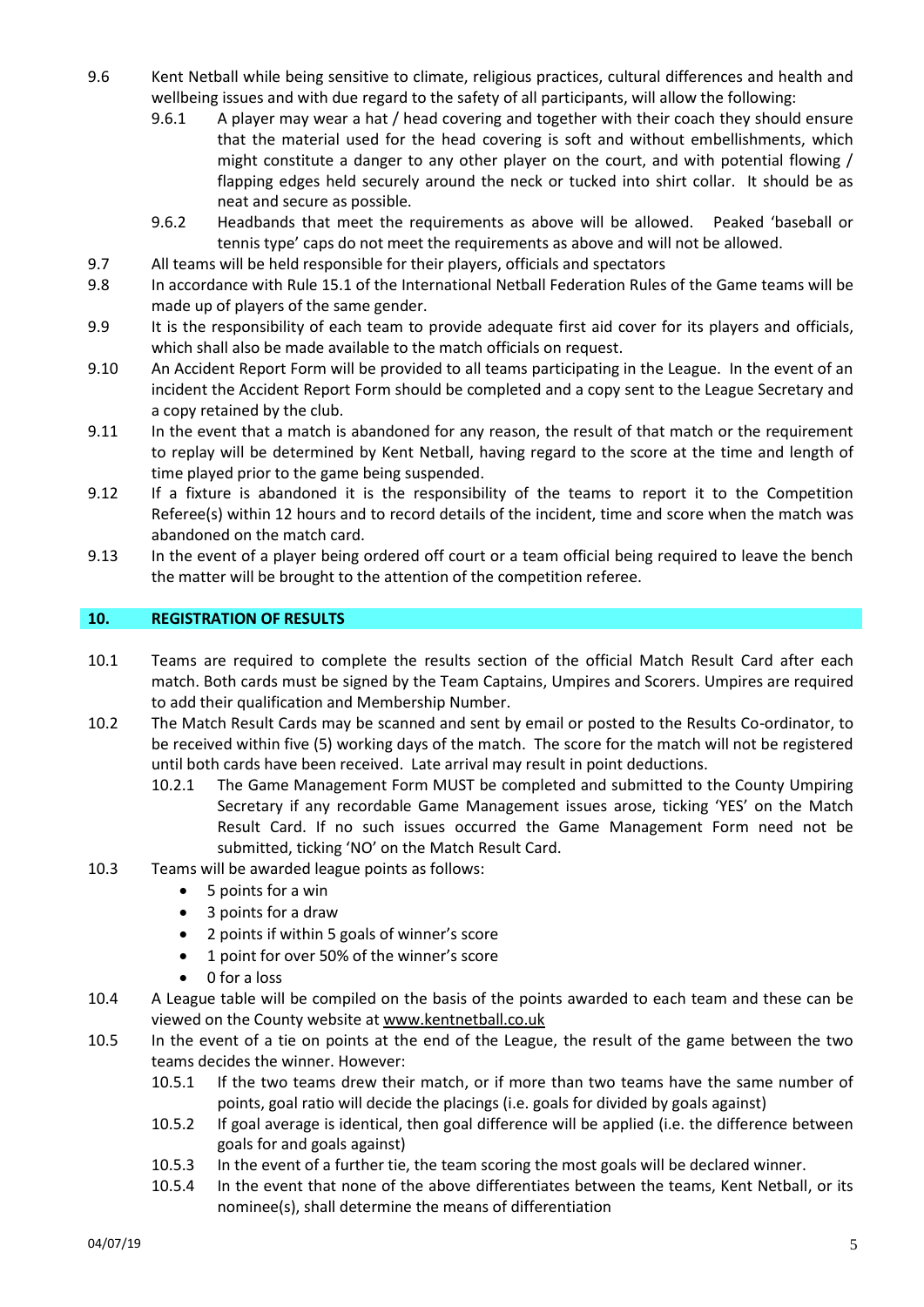9.6 Kent Netball while being sensitive to climate, religious practices, cultural differences and health and wellbeing issues and with due regard to the safety of all participants, will allow the following:

  9.6.1 A player may wear a hat / head covering and together with their coach they should ensure that the material used for the head covering is soft and without embellishments, which might constitute a danger to any other player on the court, and with potential flowing / flapping edges held securely around the neck or tucked into shirt collar. It should be as neat and secure as possible.

  9.6.2 Headbands that meet the requirements as above will be allowed. Peaked 'baseball or tennis type' caps do not meet the requirements as above and will not be allowed.

9.7 All teams will be held responsible for their players, officials and spectators

9.8 In accordance with Rule 15.1 of the International Netball Federation Rules of the Game teams will be made up of players of the same gender.

9.9 It is the responsibility of each team to provide adequate first aid cover for its players and officials, which shall also be made available to the match officials on request.

9.10 An Accident Report Form will be provided to all teams participating in the League. In the event of an incident the Accident Report Form should be completed and a copy sent to the League Secretary and a copy retained by the club.

9.11 In the event that a match is abandoned for any reason, the result of that match or the requirement to replay will be determined by Kent Netball, having regard to the score at the time and length of time played prior to the game being suspended.

9.12 If a fixture is abandoned it is the responsibility of the teams to report it to the Competition Referee(s) within 12 hours and to record details of the incident, time and score when the match was abandoned on the match card.

9.13 In the event of a player being ordered off court or a team official being required to leave the bench the matter will be brought to the attention of the competition referee.

## 10. REGISTRATION OF RESULTS

10.1 Teams are required to complete the results section of the official Match Result Card after each match. Both cards must be signed by the Team Captains, Umpires and Scorers. Umpires are required to add their qualification and Membership Number.

10.2 The Match Result Cards may be scanned and sent by email or posted to the Results Co-ordinator, to be received within five (5) working days of the match. The score for the match will not be registered until both cards have been received. Late arrival may result in point deductions.

  10.2.1 The Game Management Form MUST be completed and submitted to the County Umpiring Secretary if any recordable Game Management issues arose, ticking 'YES' on the Match Result Card. If no such issues occurred the Game Management Form need not be submitted, ticking 'NO' on the Match Result Card.

10.3 Teams will be awarded league points as follows:

- 5 points for a win
- 3 points for a draw
- 2 points if within 5 goals of winner's score
- 1 point for over 50% of the winner's score
- 0 for a loss

10.4 A League table will be compiled on the basis of the points awarded to each team and these can be viewed on the County website at www.kentnetball.co.uk

10.5 In the event of a tie on points at the end of the League, the result of the game between the two teams decides the winner. However:

  10.5.1 If the two teams drew their match, or if more than two teams have the same number of points, goal ratio will decide the placings (i.e. goals for divided by goals against)

  10.5.2 If goal average is identical, then goal difference will be applied (i.e. the difference between goals for and goals against)

  10.5.3 In the event of a further tie, the team scoring the most goals will be declared winner.

  10.5.4 In the event that none of the above differentiates between the teams, Kent Netball, or its nominee(s), shall determine the means of differentiation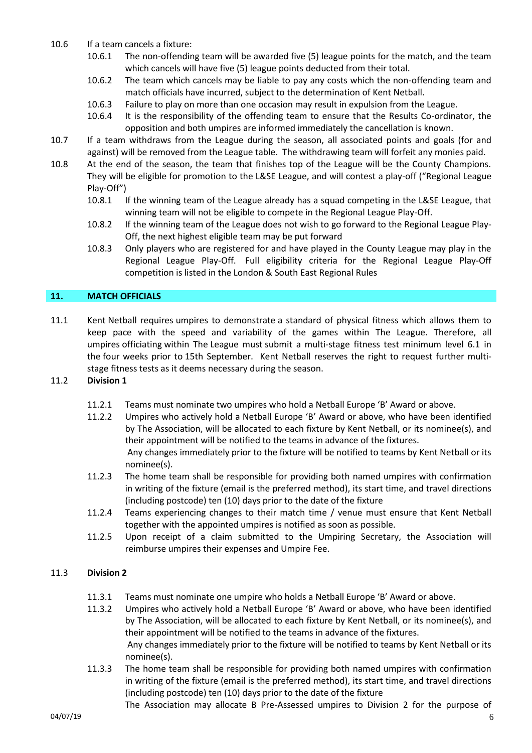10.6 If a team cancels a fixture:

10.6.1 The non-offending team will be awarded five (5) league points for the match, and the team which cancels will have five (5) league points deducted from their total.

10.6.2 The team which cancels may be liable to pay any costs which the non-offending team and match officials have incurred, subject to the determination of Kent Netball.

10.6.3 Failure to play on more than one occasion may result in expulsion from the League.

10.6.4 It is the responsibility of the offending team to ensure that the Results Co-ordinator, the opposition and both umpires are informed immediately the cancellation is known.

10.7 If a team withdraws from the League during the season, all associated points and goals (for and against) will be removed from the League table. The withdrawing team will forfeit any monies paid.

10.8 At the end of the season, the team that finishes top of the League will be the County Champions. They will be eligible for promotion to the L&SE League, and will contest a play-off ("Regional League Play-Off")

10.8.1 If the winning team of the League already has a squad competing in the L&SE League, that winning team will not be eligible to compete in the Regional League Play-Off.

10.8.2 If the winning team of the League does not wish to go forward to the Regional League Play-Off, the next highest eligible team may be put forward

10.8.3 Only players who are registered for and have played in the County League may play in the Regional League Play-Off. Full eligibility criteria for the Regional League Play-Off competition is listed in the London & South East Regional Rules

## 11. MATCH OFFICIALS

11.1 Kent Netball requires umpires to demonstrate a standard of physical fitness which allows them to keep pace with the speed and variability of the games within The League. Therefore, all umpires officiating within The League must submit a multi-stage fitness test minimum level 6.1 in the four weeks prior to 15th September. Kent Netball reserves the right to request further multi-stage fitness tests as it deems necessary during the season.

11.2 **Division 1**

11.2.1 Teams must nominate two umpires who hold a Netball Europe 'B' Award or above.

11.2.2 Umpires who actively hold a Netball Europe 'B' Award or above, who have been identified by The Association, will be allocated to each fixture by Kent Netball, or its nominee(s), and their appointment will be notified to the teams in advance of the fixtures.
Any changes immediately prior to the fixture will be notified to teams by Kent Netball or its nominee(s).

11.2.3 The home team shall be responsible for providing both named umpires with confirmation in writing of the fixture (email is the preferred method), its start time, and travel directions (including postcode) ten (10) days prior to the date of the fixture

11.2.4 Teams experiencing changes to their match time / venue must ensure that Kent Netball together with the appointed umpires is notified as soon as possible.

11.2.5 Upon receipt of a claim submitted to the Umpiring Secretary, the Association will reimburse umpires their expenses and Umpire Fee.

11.3 **Division 2**

11.3.1 Teams must nominate one umpire who holds a Netball Europe 'B' Award or above.

11.3.2 Umpires who actively hold a Netball Europe 'B' Award or above, who have been identified by The Association, will be allocated to each fixture by Kent Netball, or its nominee(s), and their appointment will be notified to the teams in advance of the fixtures.
Any changes immediately prior to the fixture will be notified to teams by Kent Netball or its nominee(s).

11.3.3 The home team shall be responsible for providing both named umpires with confirmation in writing of the fixture (email is the preferred method), its start time, and travel directions (including postcode) ten (10) days prior to the date of the fixture
The Association may allocate B Pre-Assessed umpires to Division 2 for the purpose of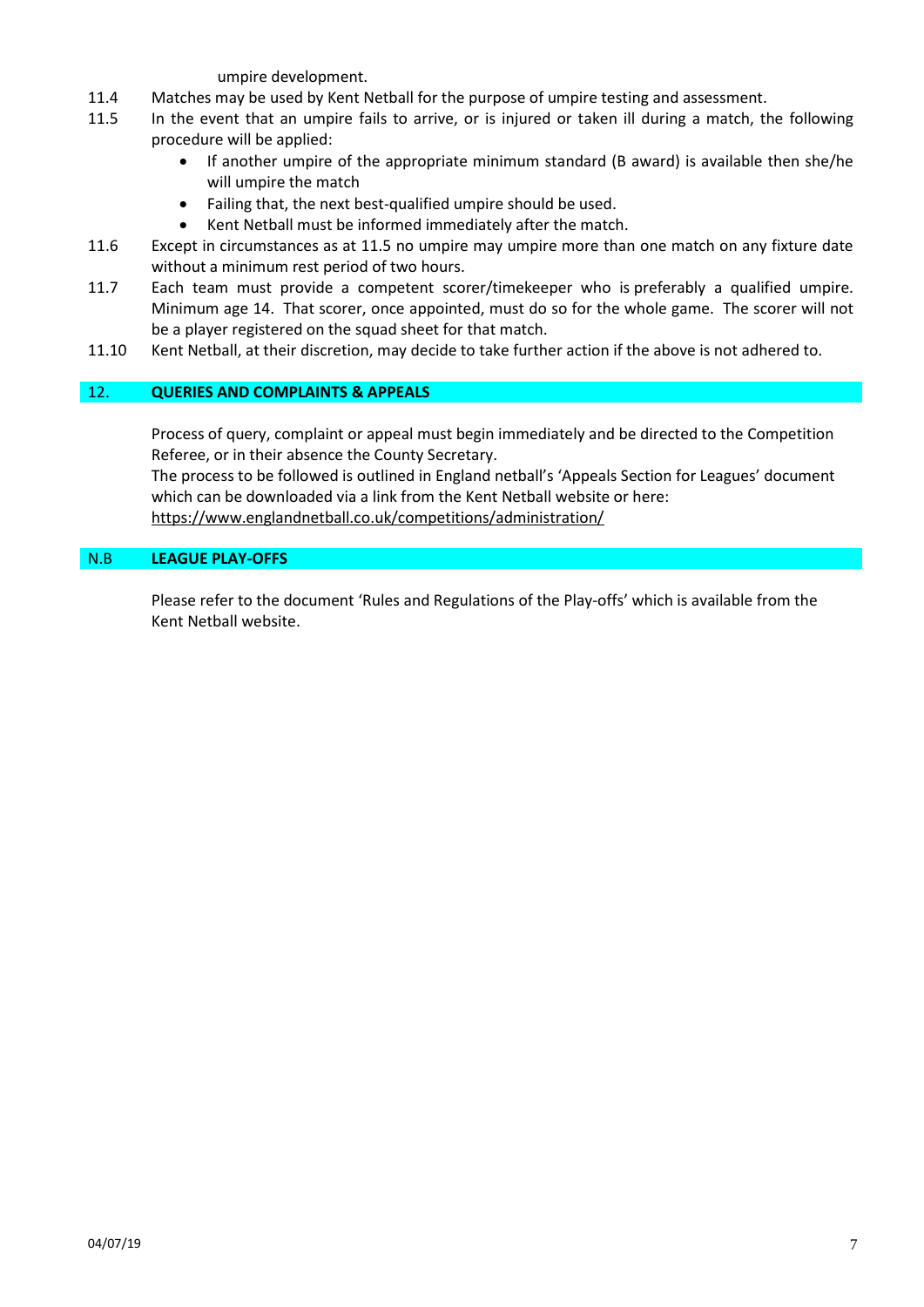umpire development.

11.4 Matches may be used by Kent Netball for the purpose of umpire testing and assessment.

11.5 In the event that an umpire fails to arrive, or is injured or taken ill during a match, the following procedure will be applied:

- If another umpire of the appropriate minimum standard (B award) is available then she/he will umpire the match
- Failing that, the next best-qualified umpire should be used.
- Kent Netball must be informed immediately after the match.

11.6 Except in circumstances as at 11.5 no umpire may umpire more than one match on any fixture date without a minimum rest period of two hours.

11.7 Each team must provide a competent scorer/timekeeper who is preferably a qualified umpire. Minimum age 14. That scorer, once appointed, must do so for the whole game. The scorer will not be a player registered on the squad sheet for that match.

11.10 Kent Netball, at their discretion, may decide to take further action if the above is not adhered to.

## 12. QUERIES AND COMPLAINTS & APPEALS

Process of query, complaint or appeal must begin immediately and be directed to the Competition Referee, or in their absence the County Secretary.

The process to be followed is outlined in England netball's 'Appeals Section for Leagues' document which can be downloaded via a link from the Kent Netball website or here: https://www.englandnetball.co.uk/competitions/administration/

## N.B LEAGUE PLAY-OFFS

Please refer to the document 'Rules and Regulations of the Play-offs' which is available from the Kent Netball website.